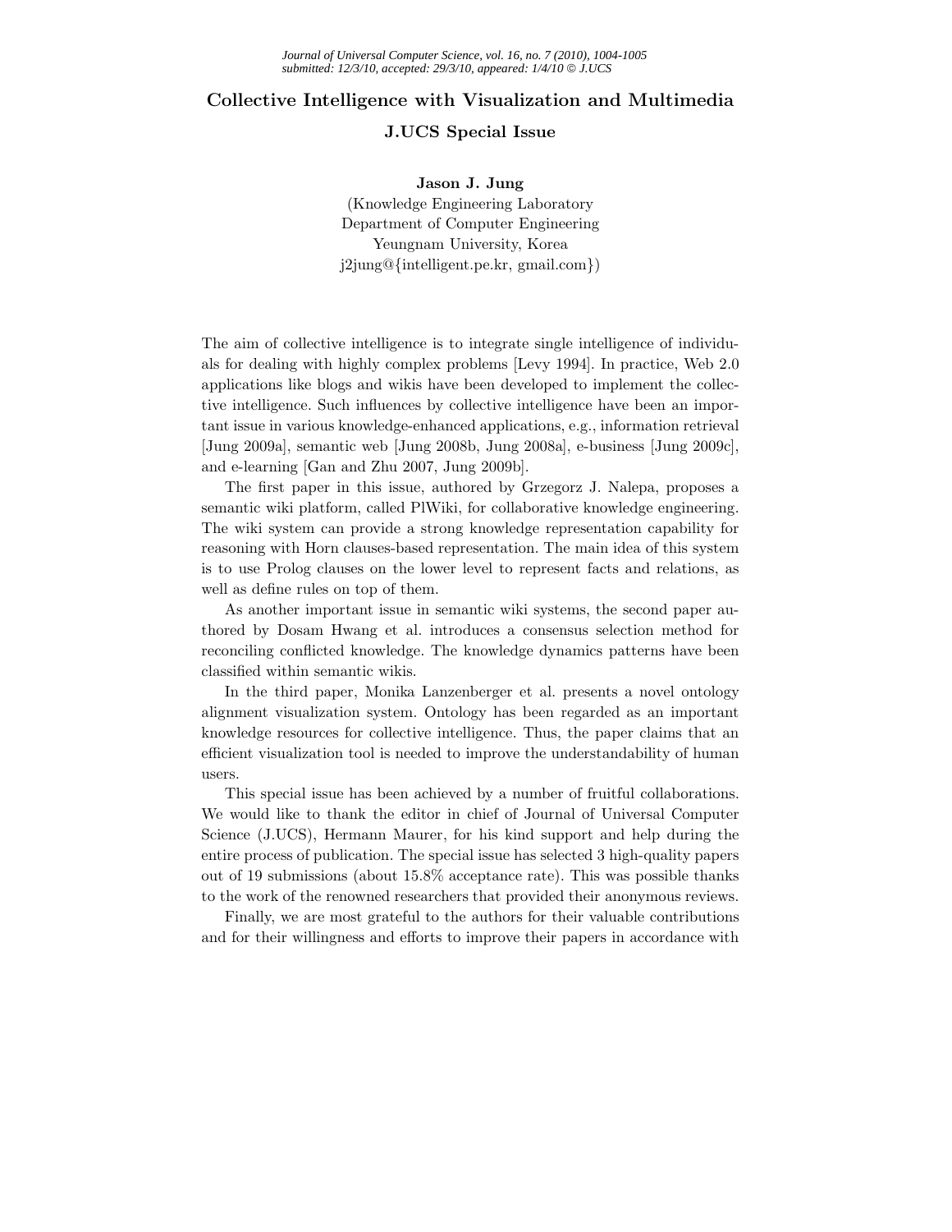# Collective Intelligence with Visualization and Multimedia

## J.UCS Special Issue

**Jason J. Jung**
(Knowledge Engineering Laboratory
Department of Computer Engineering
Yeungnam University, Korea
j2jung@{intelligent.pe.kr, gmail.com})

The aim of collective intelligence is to integrate single intelligence of individuals for dealing with highly complex problems [Levy 1994]. In practice, Web 2.0 applications like blogs and wikis have been developed to implement the collective intelligence. Such influences by collective intelligence have been an important issue in various knowledge-enhanced applications, e.g., information retrieval [Jung 2009a], semantic web [Jung 2008b, Jung 2008a], e-business [Jung 2009c], and e-learning [Gan and Zhu 2007, Jung 2009b].

The first paper in this issue, authored by Grzegorz J. Nalepa, proposes a semantic wiki platform, called PlWiki, for collaborative knowledge engineering. The wiki system can provide a strong knowledge representation capability for reasoning with Horn clauses-based representation. The main idea of this system is to use Prolog clauses on the lower level to represent facts and relations, as well as define rules on top of them.

As another important issue in semantic wiki systems, the second paper authored by Dosam Hwang et al. introduces a consensus selection method for reconciling conflicted knowledge. The knowledge dynamics patterns have been classified within semantic wikis.

In the third paper, Monika Lanzenberger et al. presents a novel ontology alignment visualization system. Ontology has been regarded as an important knowledge resources for collective intelligence. Thus, the paper claims that an efficient visualization tool is needed to improve the understandability of human users.

This special issue has been achieved by a number of fruitful collaborations. We would like to thank the editor in chief of Journal of Universal Computer Science (J.UCS), Hermann Maurer, for his kind support and help during the entire process of publication. The special issue has selected 3 high-quality papers out of 19 submissions (about 15.8% acceptance rate). This was possible thanks to the work of the renowned researchers that provided their anonymous reviews.

Finally, we are most grateful to the authors for their valuable contributions and for their willingness and efforts to improve their papers in accordance with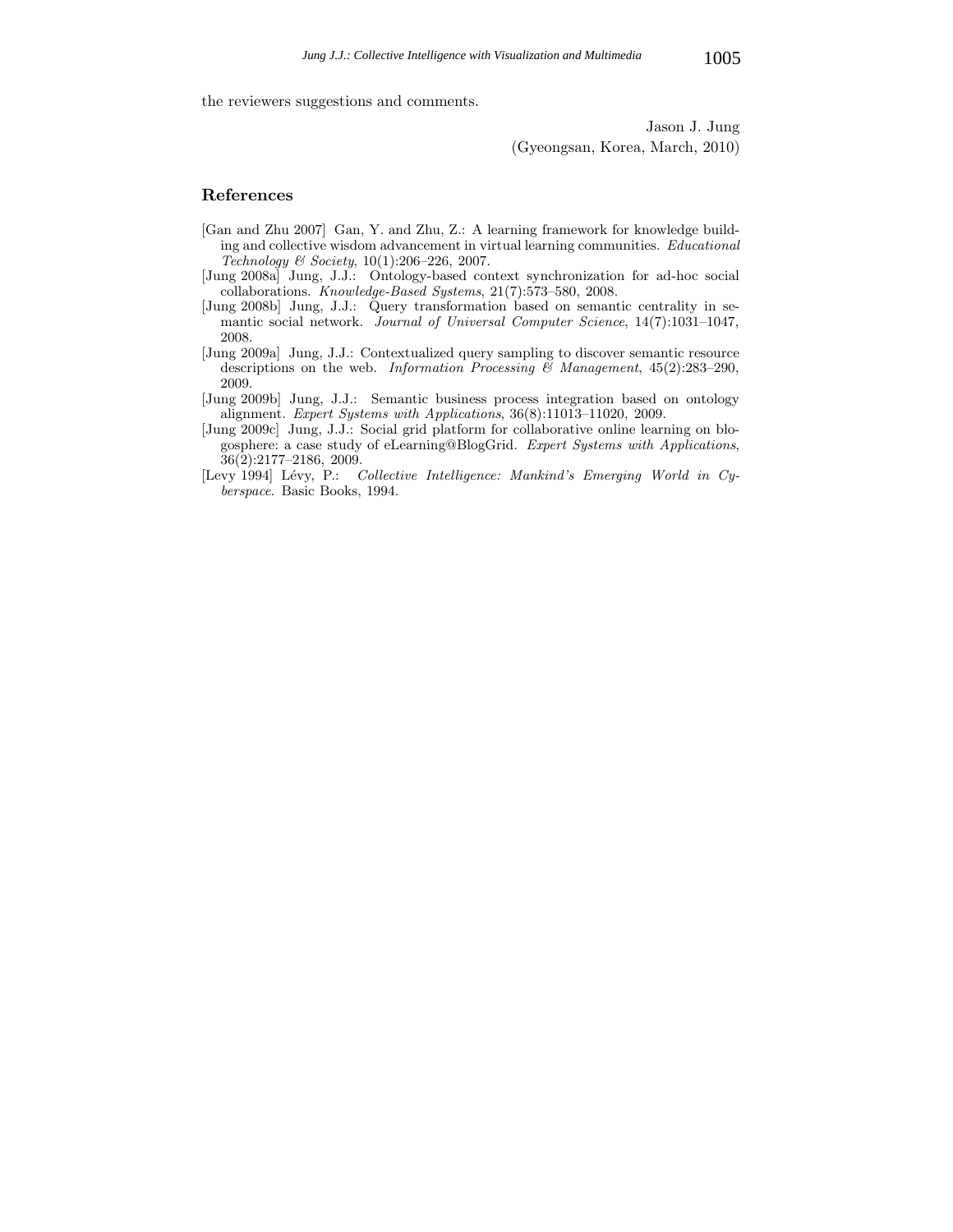the reviewers suggestions and comments.

Jason J. Jung
(Gyeongsan, Korea, March, 2010)

## References

[Gan and Zhu 2007] Gan, Y. and Zhu, Z.: A learning framework for knowledge building and collective wisdom advancement in virtual learning communities. *Educational Technology & Society*, 10(1):206–226, 2007.

[Jung 2008a] Jung, J.J.: Ontology-based context synchronization for ad-hoc social collaborations. *Knowledge-Based Systems*, 21(7):573–580, 2008.

[Jung 2008b] Jung, J.J.: Query transformation based on semantic centrality in semantic social network. *Journal of Universal Computer Science*, 14(7):1031–1047, 2008.

[Jung 2009a] Jung, J.J.: Contextualized query sampling to discover semantic resource descriptions on the web. *Information Processing & Management*, 45(2):283–290, 2009.

[Jung 2009b] Jung, J.J.: Semantic business process integration based on ontology alignment. *Expert Systems with Applications*, 36(8):11013–11020, 2009.

[Jung 2009c] Jung, J.J.: Social grid platform for collaborative online learning on blogosphere: a case study of eLearning@BlogGrid. *Expert Systems with Applications*, 36(2):2177–2186, 2009.

[Levy 1994] Lévy, P.: *Collective Intelligence: Mankind's Emerging World in Cyberspace*. Basic Books, 1994.